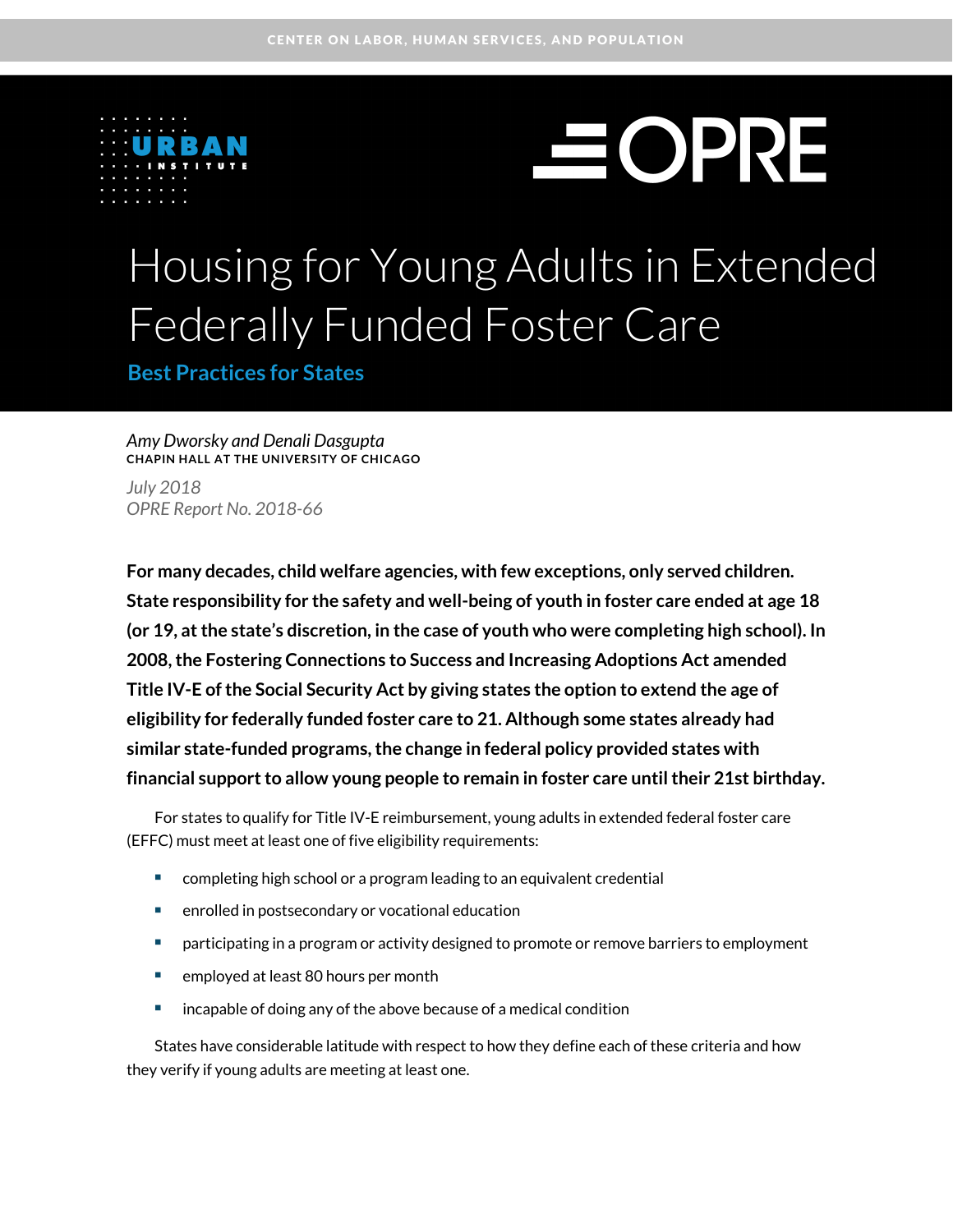CENTER ON LABOR, HUMAN SERVICES, AND POPULATION

URBAN INSTITUTE

OPRE

# Housing for Young Adults in Extended Federally Funded Foster Care

## Best Practices for States

*Amy Dworsky and Denali Dasgupta*
CHAPIN HALL AT THE UNIVERSITY OF CHICAGO

*July 2018*
*OPRE Report No. 2018-66*

**For many decades, child welfare agencies, with few exceptions, only served children. State responsibility for the safety and well-being of youth in foster care ended at age 18 (or 19, at the state's discretion, in the case of youth who were completing high school). In 2008, the Fostering Connections to Success and Increasing Adoptions Act amended Title IV-E of the Social Security Act by giving states the option to extend the age of eligibility for federally funded foster care to 21. Although some states already had similar state-funded programs, the change in federal policy provided states with financial support to allow young people to remain in foster care until their 21st birthday.**

For states to qualify for Title IV-E reimbursement, young adults in extended federal foster care (EFFC) must meet at least one of five eligibility requirements:

- completing high school or a program leading to an equivalent credential
- enrolled in postsecondary or vocational education
- participating in a program or activity designed to promote or remove barriers to employment
- employed at least 80 hours per month
- incapable of doing any of the above because of a medical condition

States have considerable latitude with respect to how they define each of these criteria and how they verify if young adults are meeting at least one.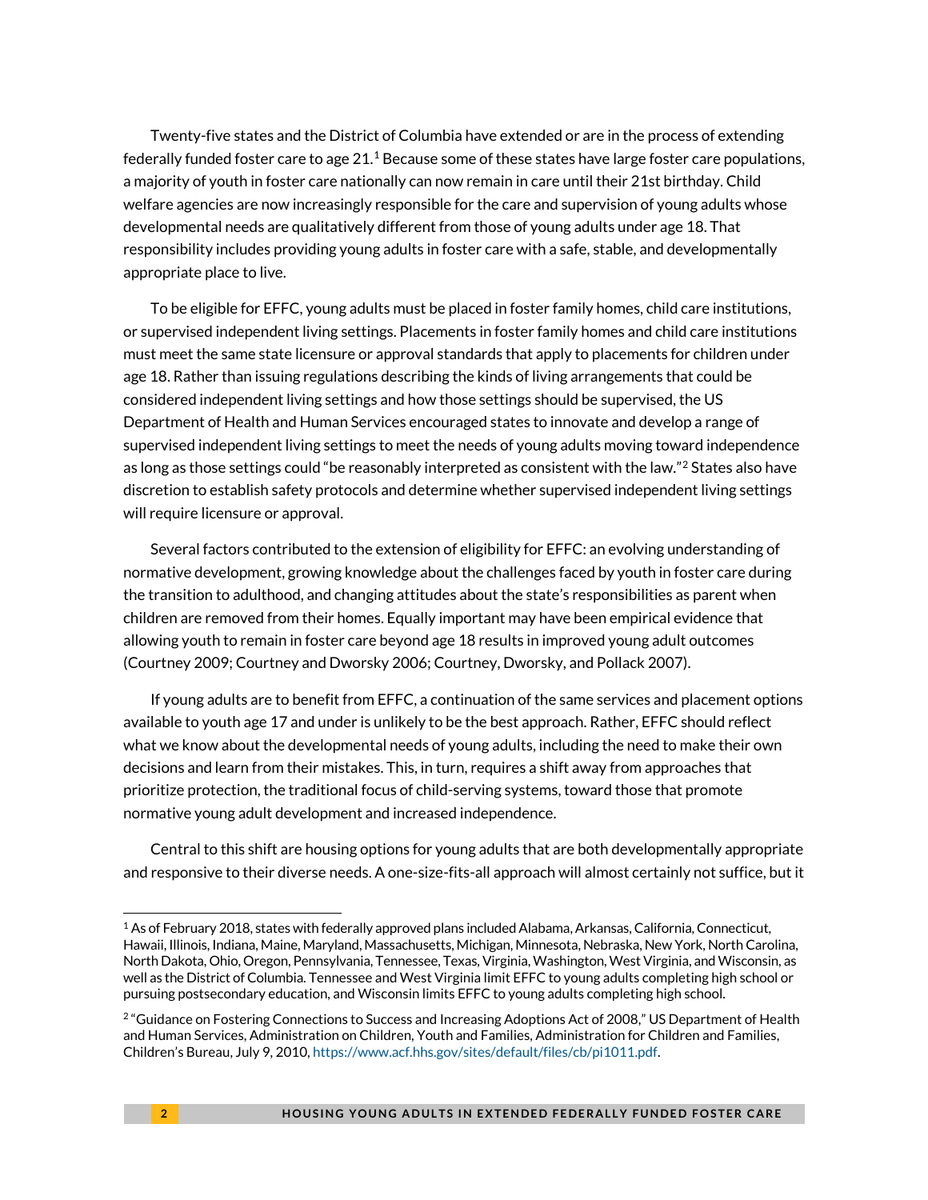Twenty-five states and the District of Columbia have extended or are in the process of extending federally funded foster care to age 21.[1] Because some of these states have large foster care populations, a majority of youth in foster care nationally can now remain in care until their 21st birthday. Child welfare agencies are now increasingly responsible for the care and supervision of young adults whose developmental needs are qualitatively different from those of young adults under age 18. That responsibility includes providing young adults in foster care with a safe, stable, and developmentally appropriate place to live.

To be eligible for EFFC, young adults must be placed in foster family homes, child care institutions, or supervised independent living settings. Placements in foster family homes and child care institutions must meet the same state licensure or approval standards that apply to placements for children under age 18. Rather than issuing regulations describing the kinds of living arrangements that could be considered independent living settings and how those settings should be supervised, the US Department of Health and Human Services encouraged states to innovate and develop a range of supervised independent living settings to meet the needs of young adults moving toward independence as long as those settings could "be reasonably interpreted as consistent with the law."[2] States also have discretion to establish safety protocols and determine whether supervised independent living settings will require licensure or approval.

Several factors contributed to the extension of eligibility for EFFC: an evolving understanding of normative development, growing knowledge about the challenges faced by youth in foster care during the transition to adulthood, and changing attitudes about the state's responsibilities as parent when children are removed from their homes. Equally important may have been empirical evidence that allowing youth to remain in foster care beyond age 18 results in improved young adult outcomes (Courtney 2009; Courtney and Dworsky 2006; Courtney, Dworsky, and Pollack 2007).

If young adults are to benefit from EFFC, a continuation of the same services and placement options available to youth age 17 and under is unlikely to be the best approach. Rather, EFFC should reflect what we know about the developmental needs of young adults, including the need to make their own decisions and learn from their mistakes. This, in turn, requires a shift away from approaches that prioritize protection, the traditional focus of child-serving systems, toward those that promote normative young adult development and increased independence.

Central to this shift are housing options for young adults that are both developmentally appropriate and responsive to their diverse needs. A one-size-fits-all approach will almost certainly not suffice, but it

---

[1] As of February 2018, states with federally approved plans included Alabama, Arkansas, California, Connecticut, Hawaii, Illinois, Indiana, Maine, Maryland, Massachusetts, Michigan, Minnesota, Nebraska, New York, North Carolina, North Dakota, Ohio, Oregon, Pennsylvania, Tennessee, Texas, Virginia, Washington, West Virginia, and Wisconsin, as well as the District of Columbia. Tennessee and West Virginia limit EFFC to young adults completing high school or pursuing postsecondary education, and Wisconsin limits EFFC to young adults completing high school.

[2] "Guidance on Fostering Connections to Success and Increasing Adoptions Act of 2008," US Department of Health and Human Services, Administration on Children, Youth and Families, Administration for Children and Families, Children's Bureau, July 9, 2010, https://www.acf.hhs.gov/sites/default/files/cb/pi1011.pdf.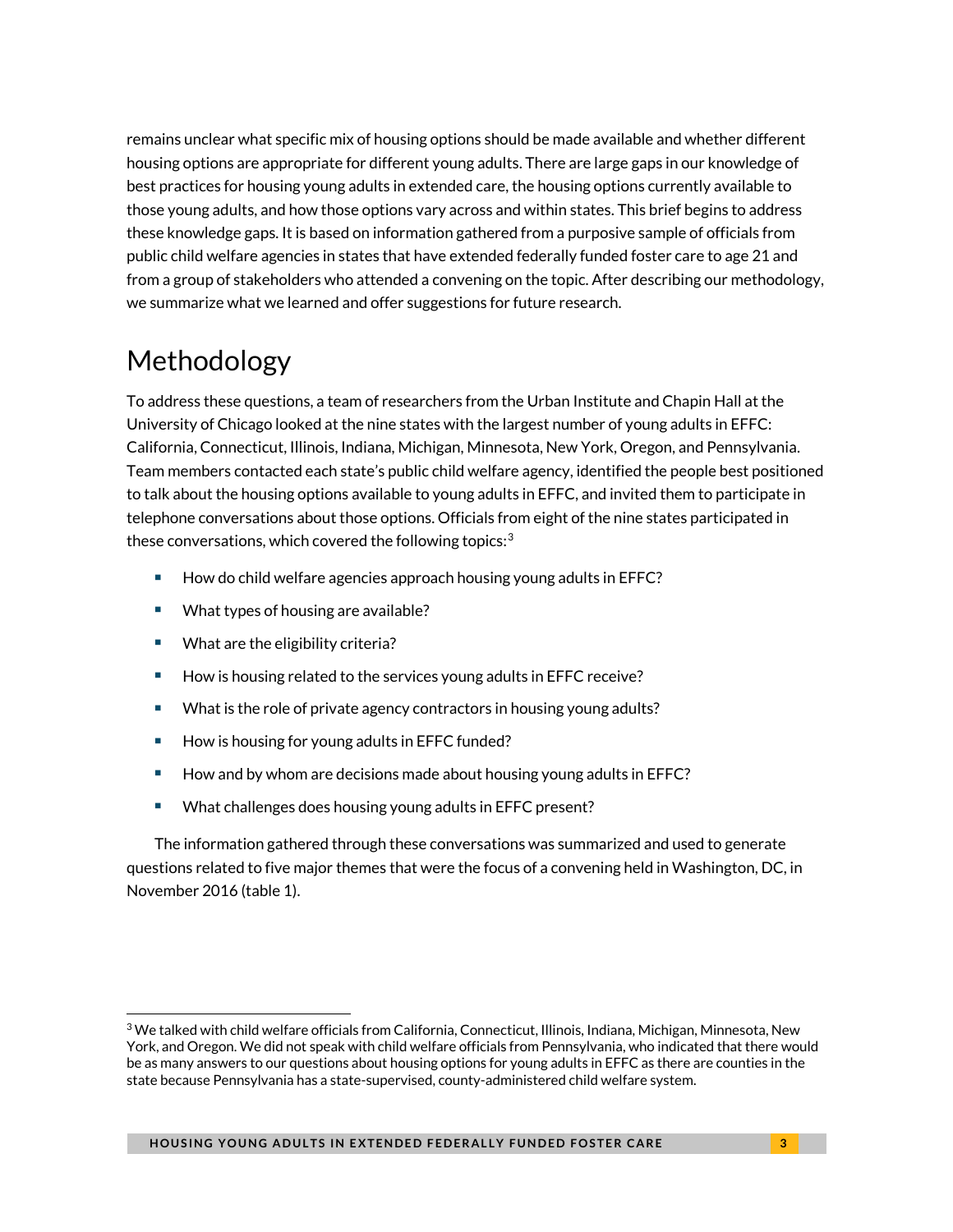remains unclear what specific mix of housing options should be made available and whether different housing options are appropriate for different young adults. There are large gaps in our knowledge of best practices for housing young adults in extended care, the housing options currently available to those young adults, and how those options vary across and within states. This brief begins to address these knowledge gaps. It is based on information gathered from a purposive sample of officials from public child welfare agencies in states that have extended federally funded foster care to age 21 and from a group of stakeholders who attended a convening on the topic. After describing our methodology, we summarize what we learned and offer suggestions for future research.

## Methodology

To address these questions, a team of researchers from the Urban Institute and Chapin Hall at the University of Chicago looked at the nine states with the largest number of young adults in EFFC: California, Connecticut, Illinois, Indiana, Michigan, Minnesota, New York, Oregon, and Pennsylvania. Team members contacted each state's public child welfare agency, identified the people best positioned to talk about the housing options available to young adults in EFFC, and invited them to participate in telephone conversations about those options. Officials from eight of the nine states participated in these conversations, which covered the following topics:[3]

- How do child welfare agencies approach housing young adults in EFFC?
- What types of housing are available?
- What are the eligibility criteria?
- How is housing related to the services young adults in EFFC receive?
- What is the role of private agency contractors in housing young adults?
- How is housing for young adults in EFFC funded?
- How and by whom are decisions made about housing young adults in EFFC?
- What challenges does housing young adults in EFFC present?

The information gathered through these conversations was summarized and used to generate questions related to five major themes that were the focus of a convening held in Washington, DC, in November 2016 (table 1).

[3] We talked with child welfare officials from California, Connecticut, Illinois, Indiana, Michigan, Minnesota, New York, and Oregon. We did not speak with child welfare officials from Pennsylvania, who indicated that there would be as many answers to our questions about housing options for young adults in EFFC as there are counties in the state because Pennsylvania has a state-supervised, county-administered child welfare system.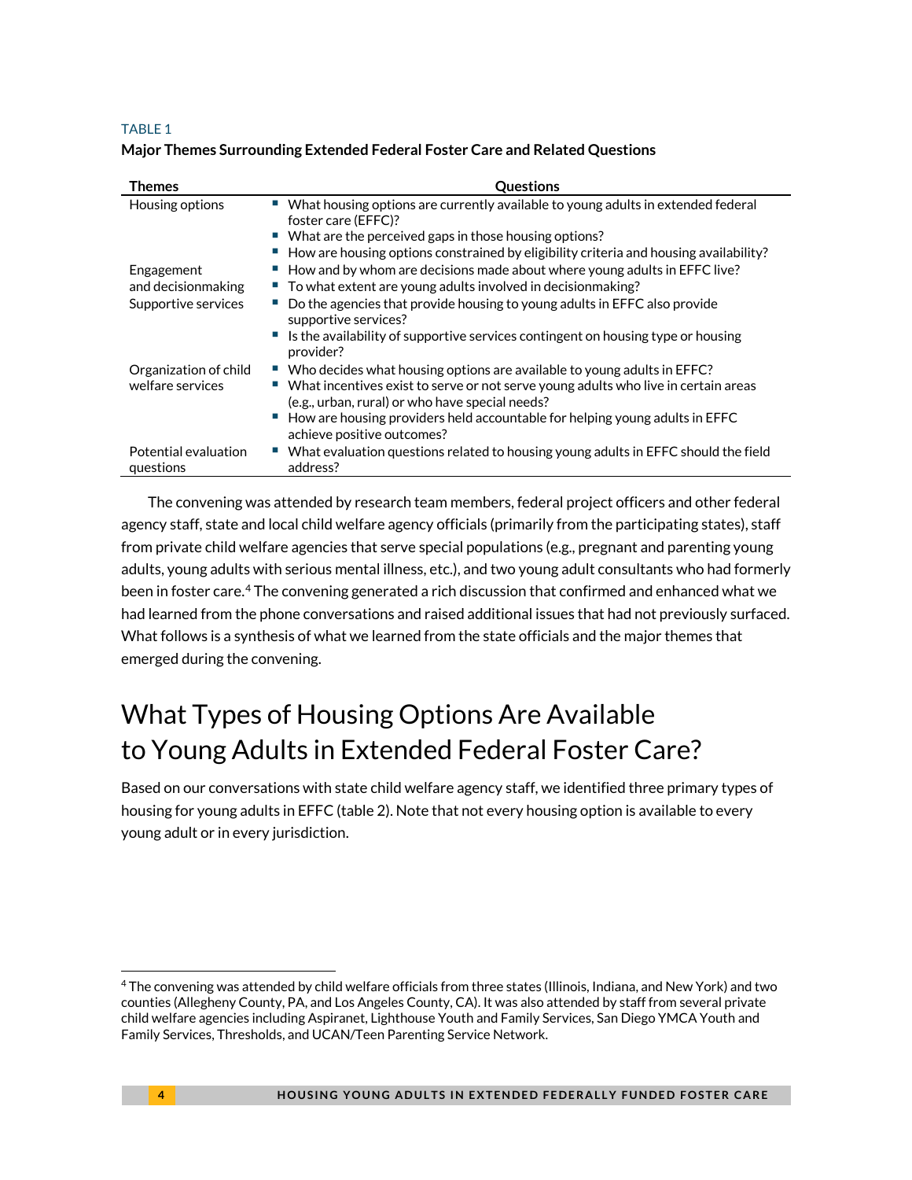TABLE 1

**Major Themes Surrounding Extended Federal Foster Care and Related Questions**

| Themes | Questions |
|---|---|
| Housing options | ▪ What housing options are currently available to young adults in extended federal foster care (EFFC)?<br>▪ What are the perceived gaps in those housing options?<br>▪ How are housing options constrained by eligibility criteria and housing availability? |
| Engagement and decisionmaking | ▪ How and by whom are decisions made about where young adults in EFFC live?<br>▪ To what extent are young adults involved in decisionmaking? |
| Supportive services | ▪ Do the agencies that provide housing to young adults in EFFC also provide supportive services?<br>▪ Is the availability of supportive services contingent on housing type or housing provider? |
| Organization of child welfare services | ▪ Who decides what housing options are available to young adults in EFFC?<br>▪ What incentives exist to serve or not serve young adults who live in certain areas (e.g., urban, rural) or who have special needs?<br>▪ How are housing providers held accountable for helping young adults in EFFC achieve positive outcomes? |
| Potential evaluation questions | ▪ What evaluation questions related to housing young adults in EFFC should the field address? |

The convening was attended by research team members, federal project officers and other federal agency staff, state and local child welfare agency officials (primarily from the participating states), staff from private child welfare agencies that serve special populations (e.g., pregnant and parenting young adults, young adults with serious mental illness, etc.), and two young adult consultants who had formerly been in foster care.[4] The convening generated a rich discussion that confirmed and enhanced what we had learned from the phone conversations and raised additional issues that had not previously surfaced. What follows is a synthesis of what we learned from the state officials and the major themes that emerged during the convening.

# What Types of Housing Options Are Available to Young Adults in Extended Federal Foster Care?

Based on our conversations with state child welfare agency staff, we identified three primary types of housing for young adults in EFFC (table 2). Note that not every housing option is available to every young adult or in every jurisdiction.

[4] The convening was attended by child welfare officials from three states (Illinois, Indiana, and New York) and two counties (Allegheny County, PA, and Los Angeles County, CA). It was also attended by staff from several private child welfare agencies including Aspiranet, Lighthouse Youth and Family Services, San Diego YMCA Youth and Family Services, Thresholds, and UCAN/Teen Parenting Service Network.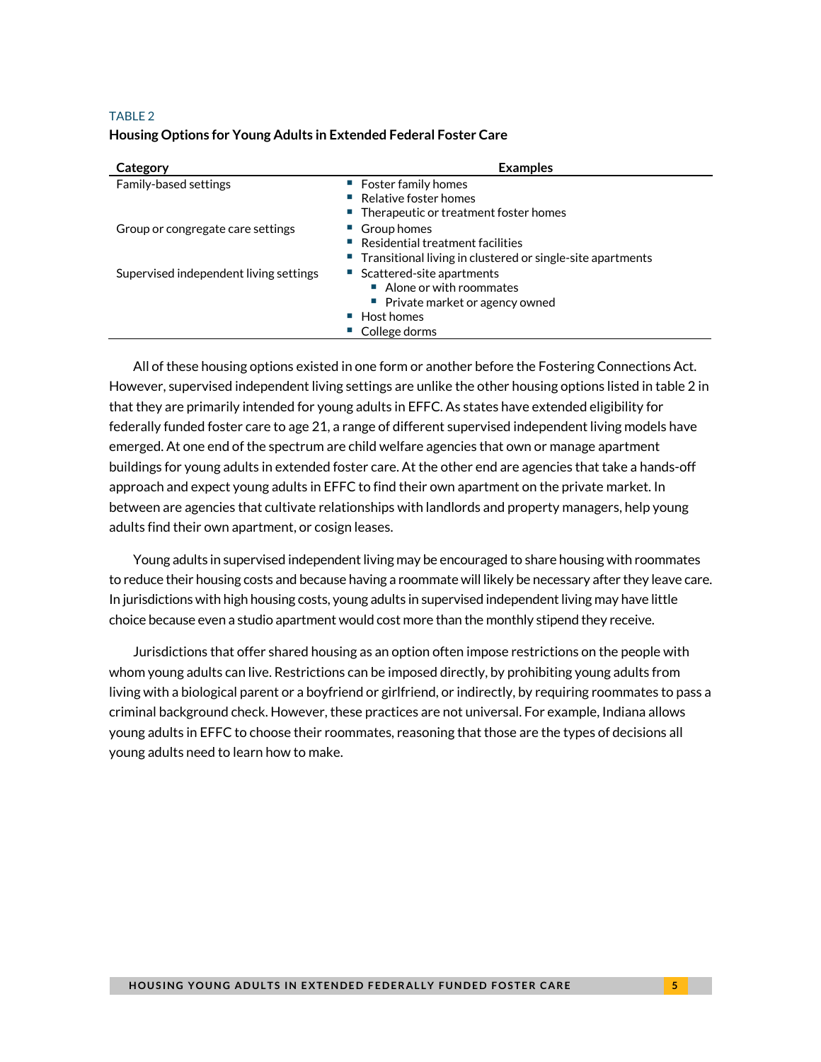TABLE 2

**Housing Options for Young Adults in Extended Federal Foster Care**

| Category | Examples |
| --- | --- |
| Family-based settings | ▪ Foster family homes<br>▪ Relative foster homes<br>▪ Therapeutic or treatment foster homes |
| Group or congregate care settings | ▪ Group homes<br>▪ Residential treatment facilities<br>▪ Transitional living in clustered or single-site apartments |
| Supervised independent living settings | ▪ Scattered-site apartments<br>&nbsp;&nbsp;&nbsp;&nbsp;▪ Alone or with roommates<br>&nbsp;&nbsp;&nbsp;&nbsp;▪ Private market or agency owned<br>▪ Host homes<br>▪ College dorms |

All of these housing options existed in one form or another before the Fostering Connections Act. However, supervised independent living settings are unlike the other housing options listed in table 2 in that they are primarily intended for young adults in EFFC. As states have extended eligibility for federally funded foster care to age 21, a range of different supervised independent living models have emerged. At one end of the spectrum are child welfare agencies that own or manage apartment buildings for young adults in extended foster care. At the other end are agencies that take a hands-off approach and expect young adults in EFFC to find their own apartment on the private market. In between are agencies that cultivate relationships with landlords and property managers, help young adults find their own apartment, or cosign leases.

Young adults in supervised independent living may be encouraged to share housing with roommates to reduce their housing costs and because having a roommate will likely be necessary after they leave care. In jurisdictions with high housing costs, young adults in supervised independent living may have little choice because even a studio apartment would cost more than the monthly stipend they receive.

Jurisdictions that offer shared housing as an option often impose restrictions on the people with whom young adults can live. Restrictions can be imposed directly, by prohibiting young adults from living with a biological parent or a boyfriend or girlfriend, or indirectly, by requiring roommates to pass a criminal background check. However, these practices are not universal. For example, Indiana allows young adults in EFFC to choose their roommates, reasoning that those are the types of decisions all young adults need to learn how to make.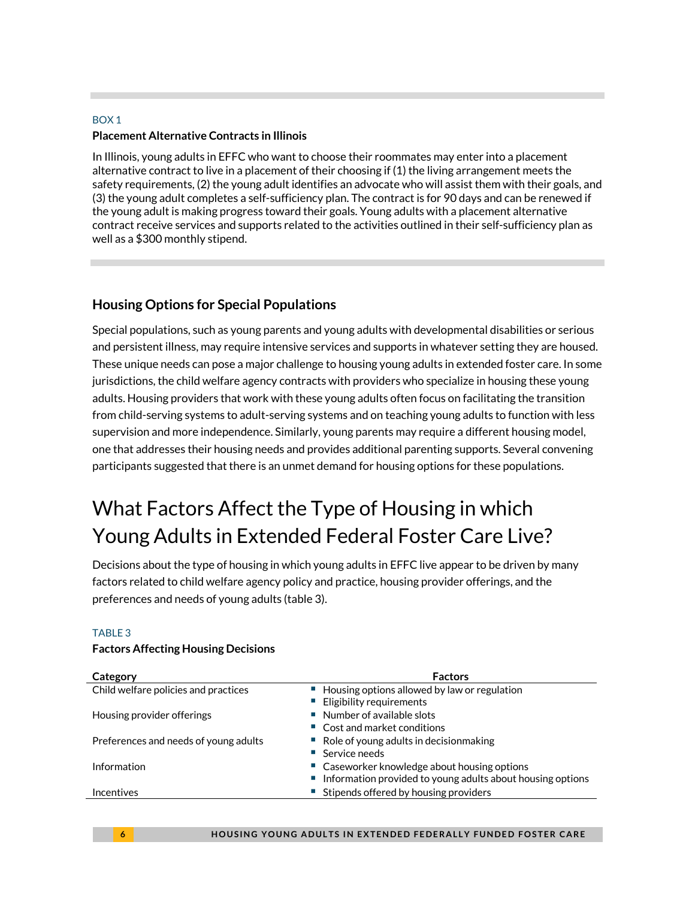BOX 1

**Placement Alternative Contracts in Illinois**

In Illinois, young adults in EFFC who want to choose their roommates may enter into a placement alternative contract to live in a placement of their choosing if (1) the living arrangement meets the safety requirements, (2) the young adult identifies an advocate who will assist them with their goals, and (3) the young adult completes a self-sufficiency plan. The contract is for 90 days and can be renewed if the young adult is making progress toward their goals. Young adults with a placement alternative contract receive services and supports related to the activities outlined in their self-sufficiency plan as well as a $300 monthly stipend.

## Housing Options for Special Populations

Special populations, such as young parents and young adults with developmental disabilities or serious and persistent illness, may require intensive services and supports in whatever setting they are housed. These unique needs can pose a major challenge to housing young adults in extended foster care. In some jurisdictions, the child welfare agency contracts with providers who specialize in housing these young adults. Housing providers that work with these young adults often focus on facilitating the transition from child-serving systems to adult-serving systems and on teaching young adults to function with less supervision and more independence. Similarly, young parents may require a different housing model, one that addresses their housing needs and provides additional parenting supports. Several convening participants suggested that there is an unmet demand for housing options for these populations.

# What Factors Affect the Type of Housing in which Young Adults in Extended Federal Foster Care Live?

Decisions about the type of housing in which young adults in EFFC live appear to be driven by many factors related to child welfare agency policy and practice, housing provider offerings, and the preferences and needs of young adults (table 3).

TABLE 3

**Factors Affecting Housing Decisions**

| Category | Factors |
|---|---|
| Child welfare policies and practices | ▪ Housing options allowed by law or regulation<br>▪ Eligibility requirements |
| Housing provider offerings | ▪ Number of available slots<br>▪ Cost and market conditions |
| Preferences and needs of young adults | ▪ Role of young adults in decisionmaking<br>▪ Service needs |
| Information | ▪ Caseworker knowledge about housing options<br>▪ Information provided to young adults about housing options |
| Incentives | ▪ Stipends offered by housing providers |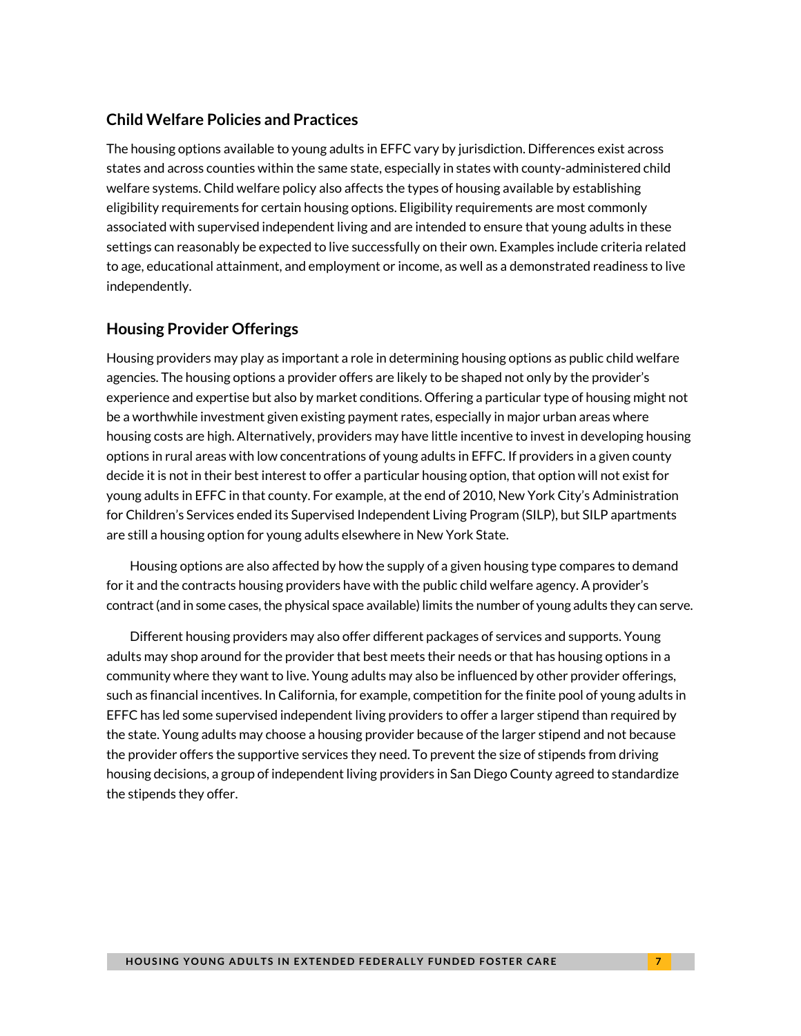## Child Welfare Policies and Practices

The housing options available to young adults in EFFC vary by jurisdiction. Differences exist across states and across counties within the same state, especially in states with county-administered child welfare systems. Child welfare policy also affects the types of housing available by establishing eligibility requirements for certain housing options. Eligibility requirements are most commonly associated with supervised independent living and are intended to ensure that young adults in these settings can reasonably be expected to live successfully on their own. Examples include criteria related to age, educational attainment, and employment or income, as well as a demonstrated readiness to live independently.

## Housing Provider Offerings

Housing providers may play as important a role in determining housing options as public child welfare agencies. The housing options a provider offers are likely to be shaped not only by the provider's experience and expertise but also by market conditions. Offering a particular type of housing might not be a worthwhile investment given existing payment rates, especially in major urban areas where housing costs are high. Alternatively, providers may have little incentive to invest in developing housing options in rural areas with low concentrations of young adults in EFFC. If providers in a given county decide it is not in their best interest to offer a particular housing option, that option will not exist for young adults in EFFC in that county. For example, at the end of 2010, New York City's Administration for Children's Services ended its Supervised Independent Living Program (SILP), but SILP apartments are still a housing option for young adults elsewhere in New York State.

Housing options are also affected by how the supply of a given housing type compares to demand for it and the contracts housing providers have with the public child welfare agency. A provider's contract (and in some cases, the physical space available) limits the number of young adults they can serve.

Different housing providers may also offer different packages of services and supports. Young adults may shop around for the provider that best meets their needs or that has housing options in a community where they want to live. Young adults may also be influenced by other provider offerings, such as financial incentives. In California, for example, competition for the finite pool of young adults in EFFC has led some supervised independent living providers to offer a larger stipend than required by the state. Young adults may choose a housing provider because of the larger stipend and not because the provider offers the supportive services they need. To prevent the size of stipends from driving housing decisions, a group of independent living providers in San Diego County agreed to standardize the stipends they offer.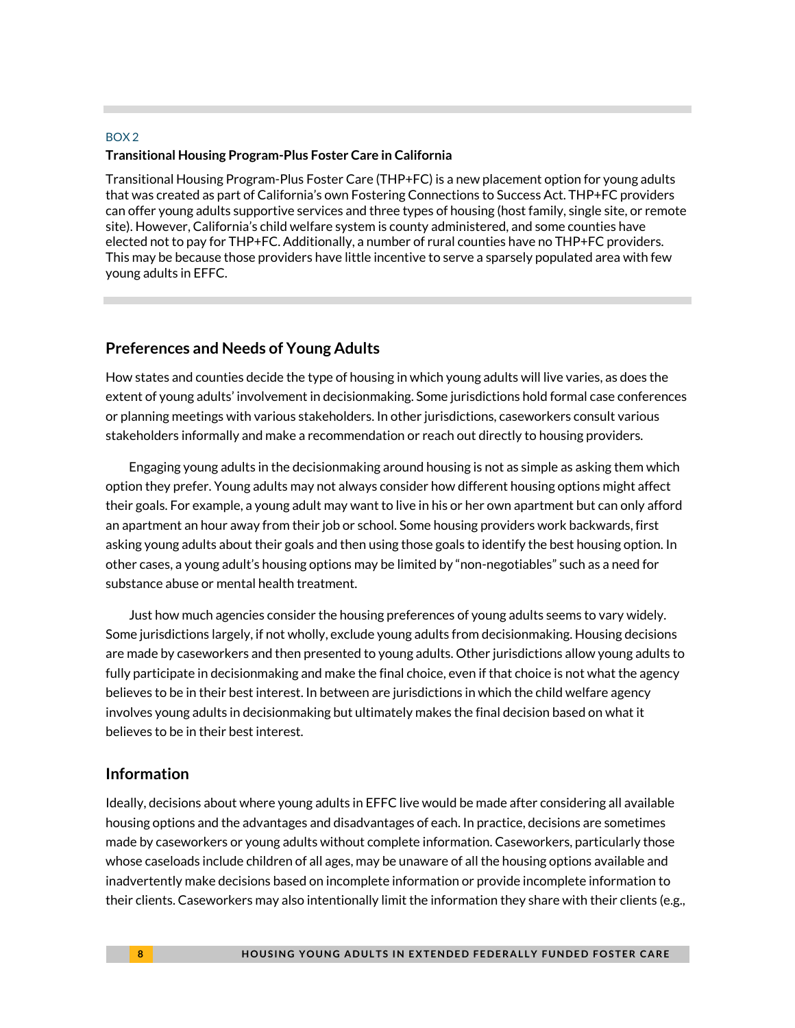BOX 2

**Transitional Housing Program-Plus Foster Care in California**

Transitional Housing Program-Plus Foster Care (THP+FC) is a new placement option for young adults that was created as part of California's own Fostering Connections to Success Act. THP+FC providers can offer young adults supportive services and three types of housing (host family, single site, or remote site). However, California's child welfare system is county administered, and some counties have elected not to pay for THP+FC. Additionally, a number of rural counties have no THP+FC providers. This may be because those providers have little incentive to serve a sparsely populated area with few young adults in EFFC.

## Preferences and Needs of Young Adults

How states and counties decide the type of housing in which young adults will live varies, as does the extent of young adults' involvement in decisionmaking. Some jurisdictions hold formal case conferences or planning meetings with various stakeholders. In other jurisdictions, caseworkers consult various stakeholders informally and make a recommendation or reach out directly to housing providers.

Engaging young adults in the decisionmaking around housing is not as simple as asking them which option they prefer. Young adults may not always consider how different housing options might affect their goals. For example, a young adult may want to live in his or her own apartment but can only afford an apartment an hour away from their job or school. Some housing providers work backwards, first asking young adults about their goals and then using those goals to identify the best housing option. In other cases, a young adult's housing options may be limited by "non-negotiables" such as a need for substance abuse or mental health treatment.

Just how much agencies consider the housing preferences of young adults seems to vary widely. Some jurisdictions largely, if not wholly, exclude young adults from decisionmaking. Housing decisions are made by caseworkers and then presented to young adults. Other jurisdictions allow young adults to fully participate in decisionmaking and make the final choice, even if that choice is not what the agency believes to be in their best interest. In between are jurisdictions in which the child welfare agency involves young adults in decisionmaking but ultimately makes the final decision based on what it believes to be in their best interest.

## Information

Ideally, decisions about where young adults in EFFC live would be made after considering all available housing options and the advantages and disadvantages of each. In practice, decisions are sometimes made by caseworkers or young adults without complete information. Caseworkers, particularly those whose caseloads include children of all ages, may be unaware of all the housing options available and inadvertently make decisions based on incomplete information or provide incomplete information to their clients. Caseworkers may also intentionally limit the information they share with their clients (e.g.,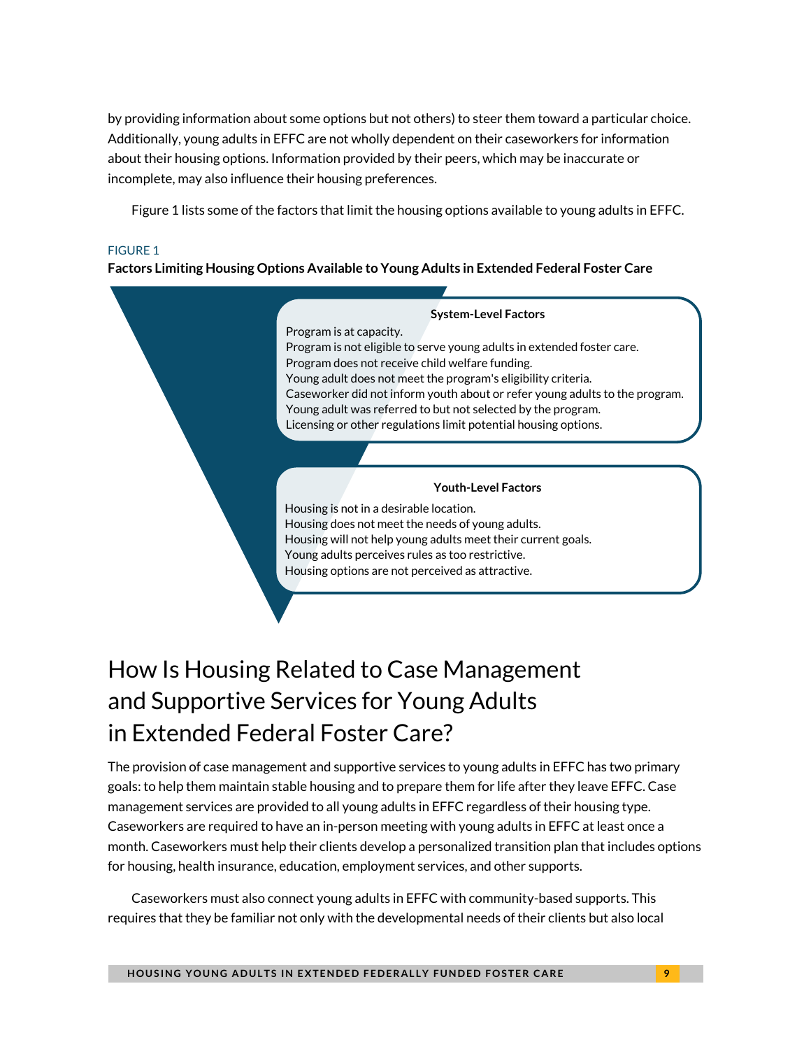by providing information about some options but not others) to steer them toward a particular choice. Additionally, young adults in EFFC are not wholly dependent on their caseworkers for information about their housing options. Information provided by their peers, which may be inaccurate or incomplete, may also influence their housing preferences.

Figure 1 lists some of the factors that limit the housing options available to young adults in EFFC.

FIGURE 1

**Factors Limiting Housing Options Available to Young Adults in Extended Federal Foster Care**

**System-Level Factors**

- Program is at capacity.
- Program is not eligible to serve young adults in extended foster care.
- Program does not receive child welfare funding.
- Young adult does not meet the program's eligibility criteria.
- Caseworker did not inform youth about or refer young adults to the program.
- Young adult was referred to but not selected by the program.
- Licensing or other regulations limit potential housing options.

**Youth-Level Factors**

- Housing is not in a desirable location.
- Housing does not meet the needs of young adults.
- Housing will not help young adults meet their current goals.
- Young adults perceives rules as too restrictive.
- Housing options are not perceived as attractive.

# How Is Housing Related to Case Management and Supportive Services for Young Adults in Extended Federal Foster Care?

The provision of case management and supportive services to young adults in EFFC has two primary goals: to help them maintain stable housing and to prepare them for life after they leave EFFC. Case management services are provided to all young adults in EFFC regardless of their housing type. Caseworkers are required to have an in-person meeting with young adults in EFFC at least once a month. Caseworkers must help their clients develop a personalized transition plan that includes options for housing, health insurance, education, employment services, and other supports.

Caseworkers must also connect young adults in EFFC with community-based supports. This requires that they be familiar not only with the developmental needs of their clients but also local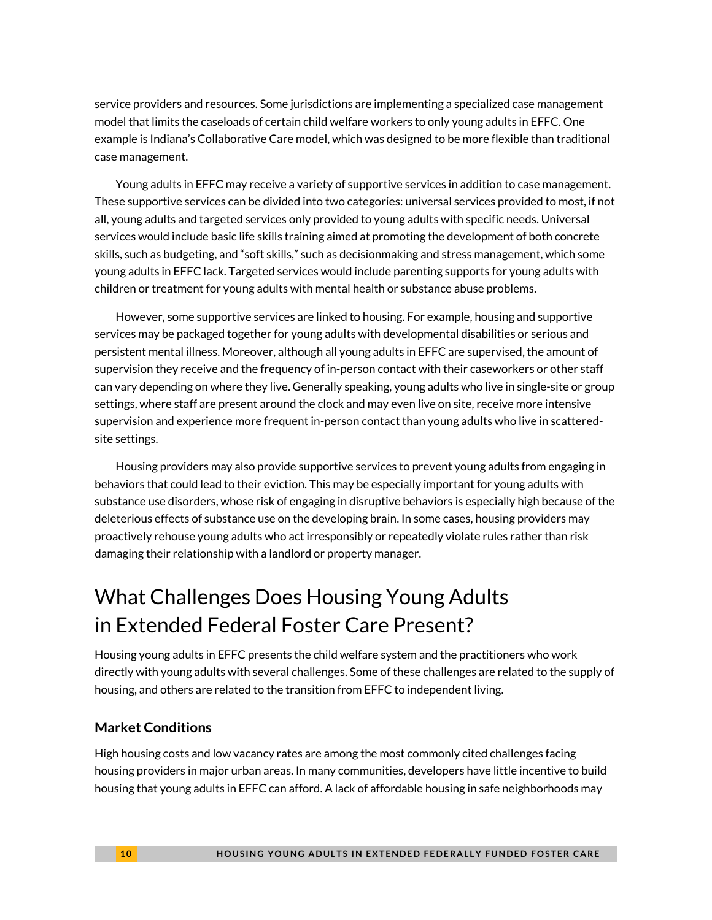service providers and resources. Some jurisdictions are implementing a specialized case management model that limits the caseloads of certain child welfare workers to only young adults in EFFC. One example is Indiana's Collaborative Care model, which was designed to be more flexible than traditional case management.

Young adults in EFFC may receive a variety of supportive services in addition to case management. These supportive services can be divided into two categories: universal services provided to most, if not all, young adults and targeted services only provided to young adults with specific needs. Universal services would include basic life skills training aimed at promoting the development of both concrete skills, such as budgeting, and "soft skills," such as decisionmaking and stress management, which some young adults in EFFC lack. Targeted services would include parenting supports for young adults with children or treatment for young adults with mental health or substance abuse problems.

However, some supportive services are linked to housing. For example, housing and supportive services may be packaged together for young adults with developmental disabilities or serious and persistent mental illness. Moreover, although all young adults in EFFC are supervised, the amount of supervision they receive and the frequency of in-person contact with their caseworkers or other staff can vary depending on where they live. Generally speaking, young adults who live in single-site or group settings, where staff are present around the clock and may even live on site, receive more intensive supervision and experience more frequent in-person contact than young adults who live in scattered-site settings.

Housing providers may also provide supportive services to prevent young adults from engaging in behaviors that could lead to their eviction. This may be especially important for young adults with substance use disorders, whose risk of engaging in disruptive behaviors is especially high because of the deleterious effects of substance use on the developing brain. In some cases, housing providers may proactively rehouse young adults who act irresponsibly or repeatedly violate rules rather than risk damaging their relationship with a landlord or property manager.

# What Challenges Does Housing Young Adults in Extended Federal Foster Care Present?

Housing young adults in EFFC presents the child welfare system and the practitioners who work directly with young adults with several challenges. Some of these challenges are related to the supply of housing, and others are related to the transition from EFFC to independent living.

### Market Conditions

High housing costs and low vacancy rates are among the most commonly cited challenges facing housing providers in major urban areas. In many communities, developers have little incentive to build housing that young adults in EFFC can afford. A lack of affordable housing in safe neighborhoods may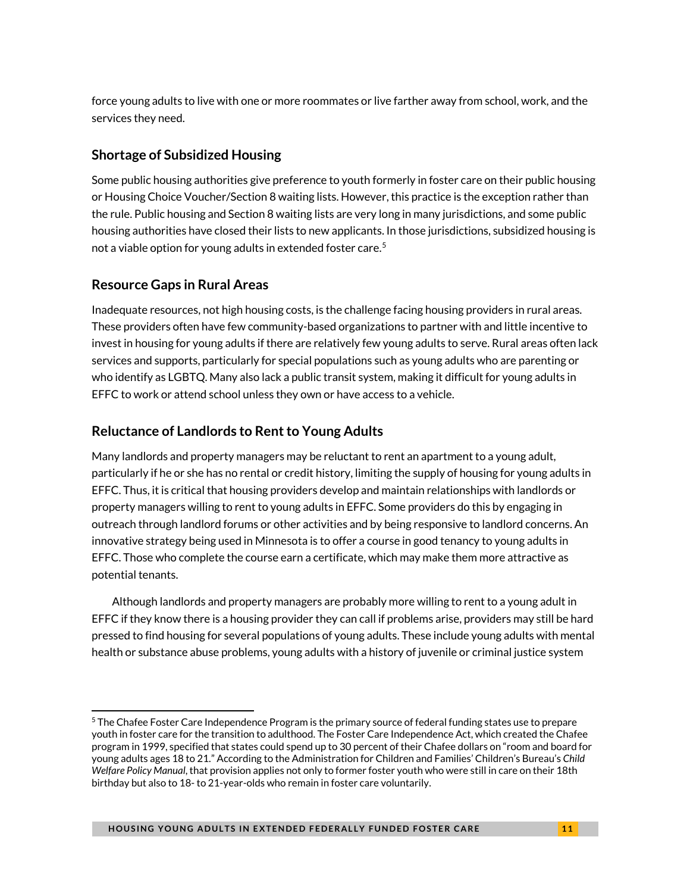force young adults to live with one or more roommates or live farther away from school, work, and the services they need.

### Shortage of Subsidized Housing

Some public housing authorities give preference to youth formerly in foster care on their public housing or Housing Choice Voucher/Section 8 waiting lists. However, this practice is the exception rather than the rule. Public housing and Section 8 waiting lists are very long in many jurisdictions, and some public housing authorities have closed their lists to new applicants. In those jurisdictions, subsidized housing is not a viable option for young adults in extended foster care.[5]

### Resource Gaps in Rural Areas

Inadequate resources, not high housing costs, is the challenge facing housing providers in rural areas. These providers often have few community-based organizations to partner with and little incentive to invest in housing for young adults if there are relatively few young adults to serve. Rural areas often lack services and supports, particularly for special populations such as young adults who are parenting or who identify as LGBTQ. Many also lack a public transit system, making it difficult for young adults in EFFC to work or attend school unless they own or have access to a vehicle.

### Reluctance of Landlords to Rent to Young Adults

Many landlords and property managers may be reluctant to rent an apartment to a young adult, particularly if he or she has no rental or credit history, limiting the supply of housing for young adults in EFFC. Thus, it is critical that housing providers develop and maintain relationships with landlords or property managers willing to rent to young adults in EFFC. Some providers do this by engaging in outreach through landlord forums or other activities and by being responsive to landlord concerns. An innovative strategy being used in Minnesota is to offer a course in good tenancy to young adults in EFFC. Those who complete the course earn a certificate, which may make them more attractive as potential tenants.

Although landlords and property managers are probably more willing to rent to a young adult in EFFC if they know there is a housing provider they can call if problems arise, providers may still be hard pressed to find housing for several populations of young adults. These include young adults with mental health or substance abuse problems, young adults with a history of juvenile or criminal justice system

---

[5] The Chafee Foster Care Independence Program is the primary source of federal funding states use to prepare youth in foster care for the transition to adulthood. The Foster Care Independence Act, which created the Chafee program in 1999, specified that states could spend up to 30 percent of their Chafee dollars on "room and board for young adults ages 18 to 21." According to the Administration for Children and Families' Children's Bureau's *Child Welfare Policy Manual*, that provision applies not only to former foster youth who were still in care on their 18th birthday but also to 18- to 21-year-olds who remain in foster care voluntarily.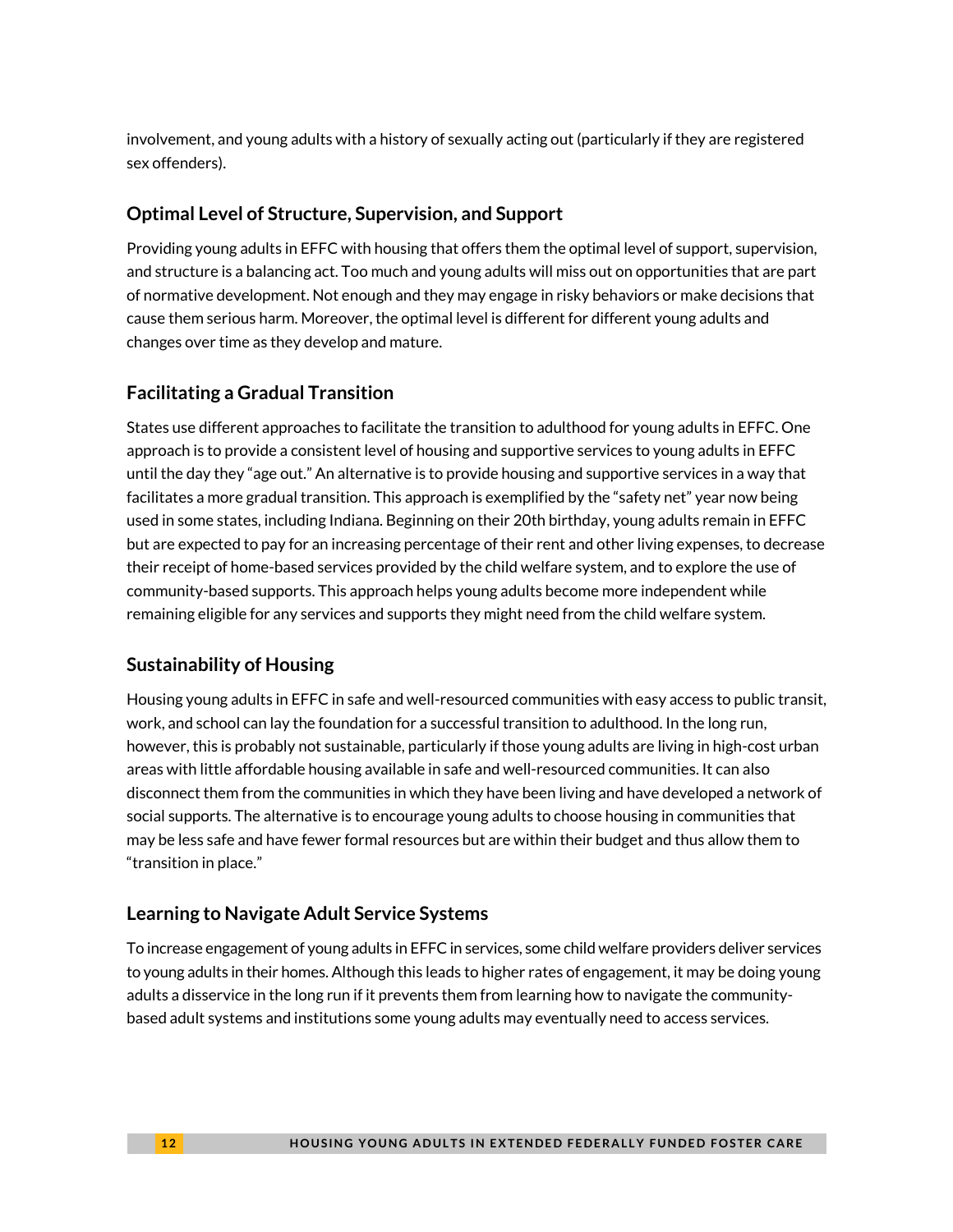involvement, and young adults with a history of sexually acting out (particularly if they are registered sex offenders).

### Optimal Level of Structure, Supervision, and Support

Providing young adults in EFFC with housing that offers them the optimal level of support, supervision, and structure is a balancing act. Too much and young adults will miss out on opportunities that are part of normative development. Not enough and they may engage in risky behaviors or make decisions that cause them serious harm. Moreover, the optimal level is different for different young adults and changes over time as they develop and mature.

### Facilitating a Gradual Transition

States use different approaches to facilitate the transition to adulthood for young adults in EFFC. One approach is to provide a consistent level of housing and supportive services to young adults in EFFC until the day they "age out." An alternative is to provide housing and supportive services in a way that facilitates a more gradual transition. This approach is exemplified by the "safety net" year now being used in some states, including Indiana. Beginning on their 20th birthday, young adults remain in EFFC but are expected to pay for an increasing percentage of their rent and other living expenses, to decrease their receipt of home-based services provided by the child welfare system, and to explore the use of community-based supports. This approach helps young adults become more independent while remaining eligible for any services and supports they might need from the child welfare system.

### Sustainability of Housing

Housing young adults in EFFC in safe and well-resourced communities with easy access to public transit, work, and school can lay the foundation for a successful transition to adulthood. In the long run, however, this is probably not sustainable, particularly if those young adults are living in high-cost urban areas with little affordable housing available in safe and well-resourced communities. It can also disconnect them from the communities in which they have been living and have developed a network of social supports. The alternative is to encourage young adults to choose housing in communities that may be less safe and have fewer formal resources but are within their budget and thus allow them to "transition in place."

### Learning to Navigate Adult Service Systems

To increase engagement of young adults in EFFC in services, some child welfare providers deliver services to young adults in their homes. Although this leads to higher rates of engagement, it may be doing young adults a disservice in the long run if it prevents them from learning how to navigate the community-based adult systems and institutions some young adults may eventually need to access services.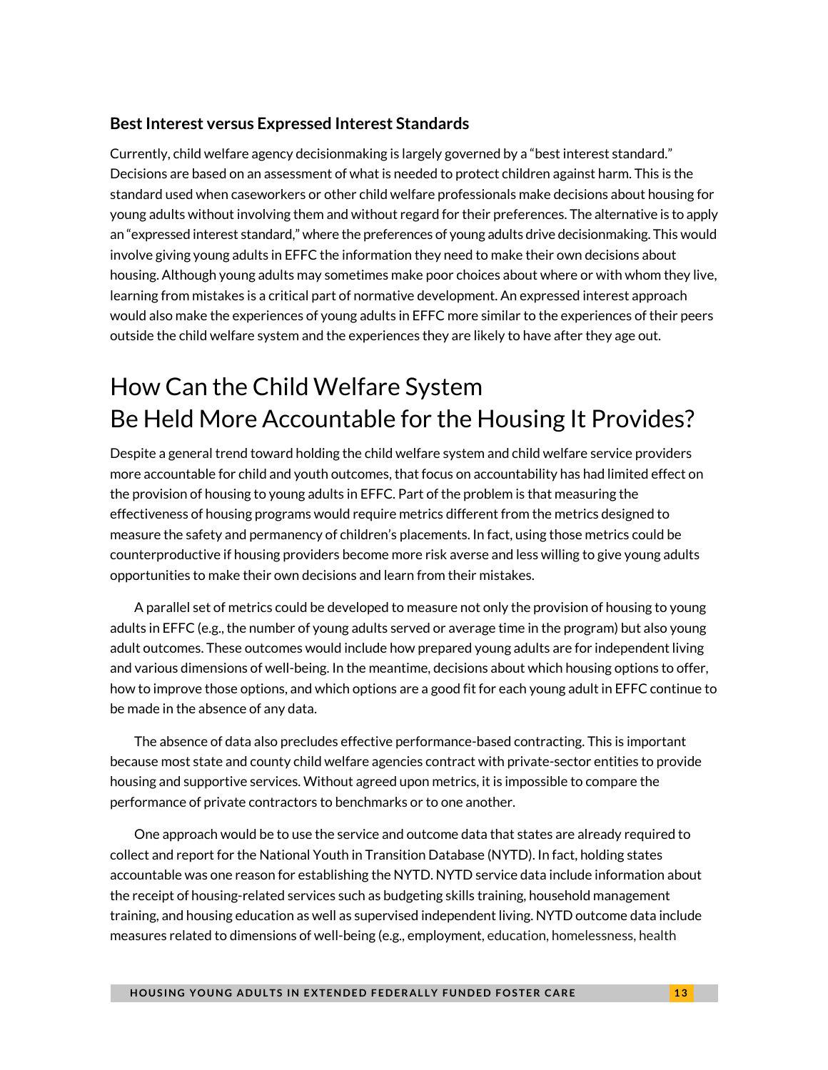### Best Interest versus Expressed Interest Standards

Currently, child welfare agency decisionmaking is largely governed by a "best interest standard." Decisions are based on an assessment of what is needed to protect children against harm. This is the standard used when caseworkers or other child welfare professionals make decisions about housing for young adults without involving them and without regard for their preferences. The alternative is to apply an "expressed interest standard," where the preferences of young adults drive decisionmaking. This would involve giving young adults in EFFC the information they need to make their own decisions about housing. Although young adults may sometimes make poor choices about where or with whom they live, learning from mistakes is a critical part of normative development. An expressed interest approach would also make the experiences of young adults in EFFC more similar to the experiences of their peers outside the child welfare system and the experiences they are likely to have after they age out.

## How Can the Child Welfare System Be Held More Accountable for the Housing It Provides?

Despite a general trend toward holding the child welfare system and child welfare service providers more accountable for child and youth outcomes, that focus on accountability has had limited effect on the provision of housing to young adults in EFFC. Part of the problem is that measuring the effectiveness of housing programs would require metrics different from the metrics designed to measure the safety and permanency of children's placements. In fact, using those metrics could be counterproductive if housing providers become more risk averse and less willing to give young adults opportunities to make their own decisions and learn from their mistakes.

A parallel set of metrics could be developed to measure not only the provision of housing to young adults in EFFC (e.g., the number of young adults served or average time in the program) but also young adult outcomes. These outcomes would include how prepared young adults are for independent living and various dimensions of well-being. In the meantime, decisions about which housing options to offer, how to improve those options, and which options are a good fit for each young adult in EFFC continue to be made in the absence of any data.

The absence of data also precludes effective performance-based contracting. This is important because most state and county child welfare agencies contract with private-sector entities to provide housing and supportive services. Without agreed upon metrics, it is impossible to compare the performance of private contractors to benchmarks or to one another.

One approach would be to use the service and outcome data that states are already required to collect and report for the National Youth in Transition Database (NYTD). In fact, holding states accountable was one reason for establishing the NYTD. NYTD service data include information about the receipt of housing-related services such as budgeting skills training, household management training, and housing education as well as supervised independent living. NYTD outcome data include measures related to dimensions of well-being (e.g., employment, education, homelessness, health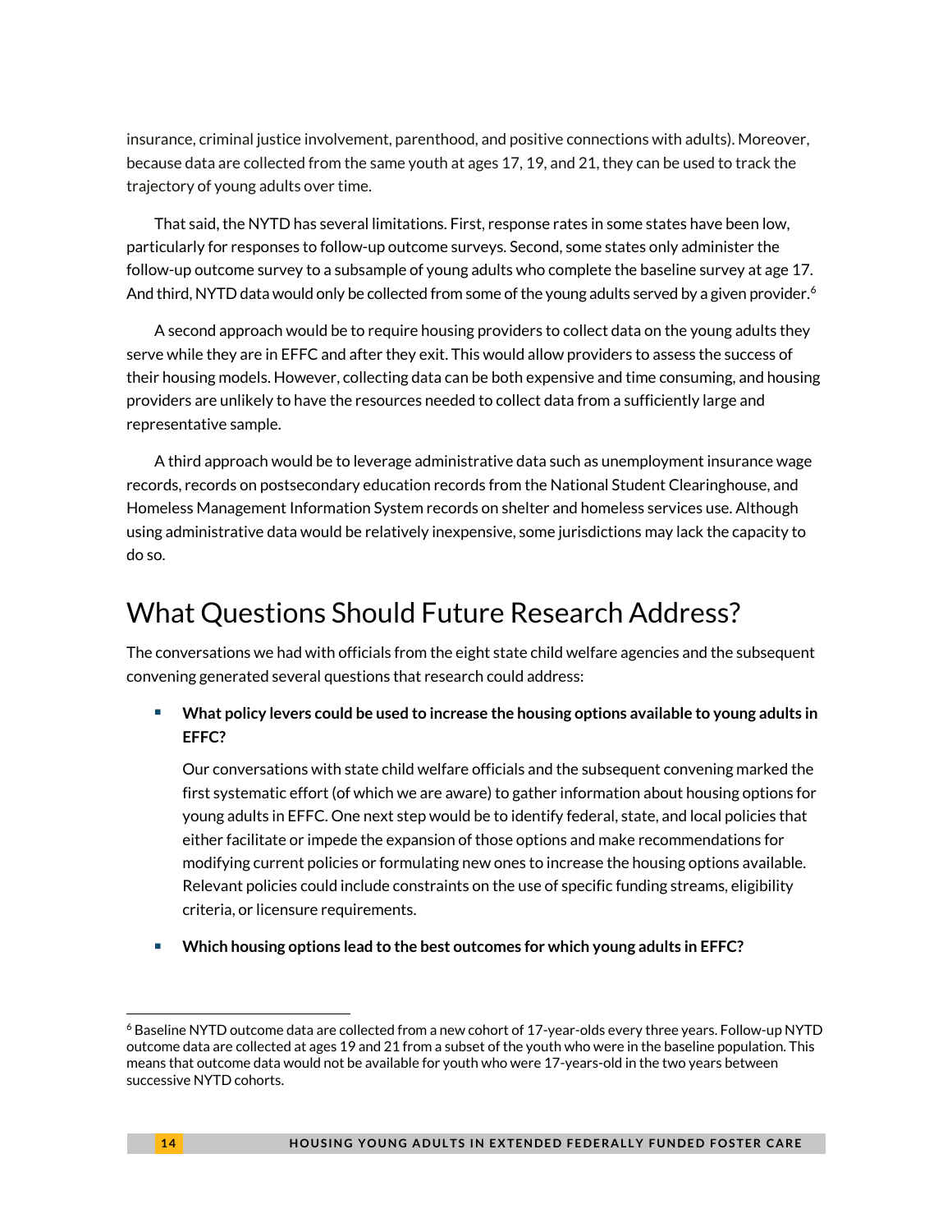insurance, criminal justice involvement, parenthood, and positive connections with adults). Moreover, because data are collected from the same youth at ages 17, 19, and 21, they can be used to track the trajectory of young adults over time.

That said, the NYTD has several limitations. First, response rates in some states have been low, particularly for responses to follow-up outcome surveys. Second, some states only administer the follow-up outcome survey to a subsample of young adults who complete the baseline survey at age 17. And third, NYTD data would only be collected from some of the young adults served by a given provider.[6]

A second approach would be to require housing providers to collect data on the young adults they serve while they are in EFFC and after they exit. This would allow providers to assess the success of their housing models. However, collecting data can be both expensive and time consuming, and housing providers are unlikely to have the resources needed to collect data from a sufficiently large and representative sample.

A third approach would be to leverage administrative data such as unemployment insurance wage records, records on postsecondary education records from the National Student Clearinghouse, and Homeless Management Information System records on shelter and homeless services use. Although using administrative data would be relatively inexpensive, some jurisdictions may lack the capacity to do so.

## What Questions Should Future Research Address?

The conversations we had with officials from the eight state child welfare agencies and the subsequent convening generated several questions that research could address:

- **What policy levers could be used to increase the housing options available to young adults in EFFC?**

  Our conversations with state child welfare officials and the subsequent convening marked the first systematic effort (of which we are aware) to gather information about housing options for young adults in EFFC. One next step would be to identify federal, state, and local policies that either facilitate or impede the expansion of those options and make recommendations for modifying current policies or formulating new ones to increase the housing options available. Relevant policies could include constraints on the use of specific funding streams, eligibility criteria, or licensure requirements.

- **Which housing options lead to the best outcomes for which young adults in EFFC?**

[6] Baseline NYTD outcome data are collected from a new cohort of 17-year-olds every three years. Follow-up NYTD outcome data are collected at ages 19 and 21 from a subset of the youth who were in the baseline population. This means that outcome data would not be available for youth who were 17-years-old in the two years between successive NYTD cohorts.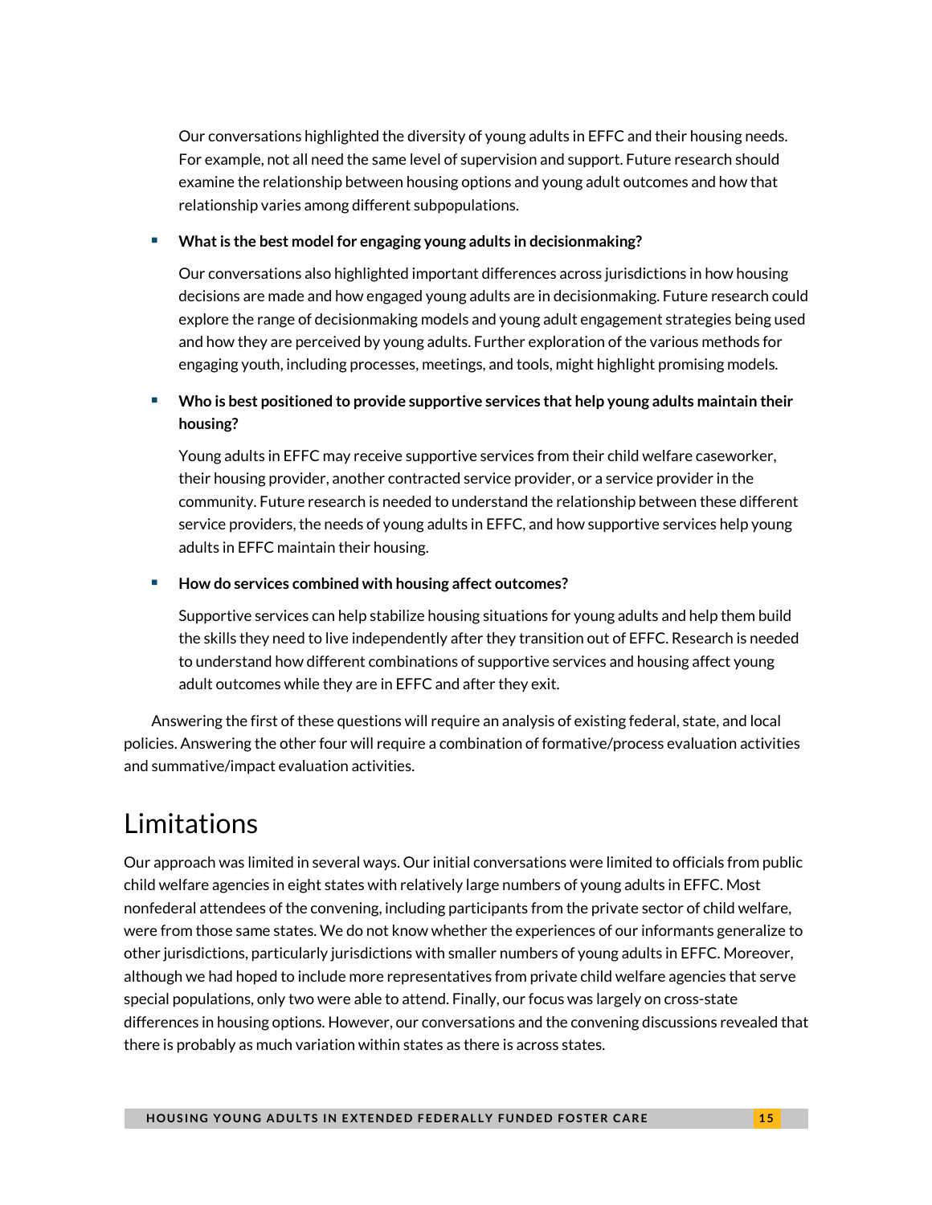Our conversations highlighted the diversity of young adults in EFFC and their housing needs. For example, not all need the same level of supervision and support. Future research should examine the relationship between housing options and young adult outcomes and how that relationship varies among different subpopulations.

- **What is the best model for engaging young adults in decisionmaking?**

  Our conversations also highlighted important differences across jurisdictions in how housing decisions are made and how engaged young adults are in decisionmaking. Future research could explore the range of decisionmaking models and young adult engagement strategies being used and how they are perceived by young adults. Further exploration of the various methods for engaging youth, including processes, meetings, and tools, might highlight promising models.

- **Who is best positioned to provide supportive services that help young adults maintain their housing?**

  Young adults in EFFC may receive supportive services from their child welfare caseworker, their housing provider, another contracted service provider, or a service provider in the community. Future research is needed to understand the relationship between these different service providers, the needs of young adults in EFFC, and how supportive services help young adults in EFFC maintain their housing.

- **How do services combined with housing affect outcomes?**

  Supportive services can help stabilize housing situations for young adults and help them build the skills they need to live independently after they transition out of EFFC. Research is needed to understand how different combinations of supportive services and housing affect young adult outcomes while they are in EFFC and after they exit.

Answering the first of these questions will require an analysis of existing federal, state, and local policies. Answering the other four will require a combination of formative/process evaluation activities and summative/impact evaluation activities.

# Limitations

Our approach was limited in several ways. Our initial conversations were limited to officials from public child welfare agencies in eight states with relatively large numbers of young adults in EFFC. Most nonfederal attendees of the convening, including participants from the private sector of child welfare, were from those same states. We do not know whether the experiences of our informants generalize to other jurisdictions, particularly jurisdictions with smaller numbers of young adults in EFFC. Moreover, although we had hoped to include more representatives from private child welfare agencies that serve special populations, only two were able to attend. Finally, our focus was largely on cross-state differences in housing options. However, our conversations and the convening discussions revealed that there is probably as much variation within states as there is across states.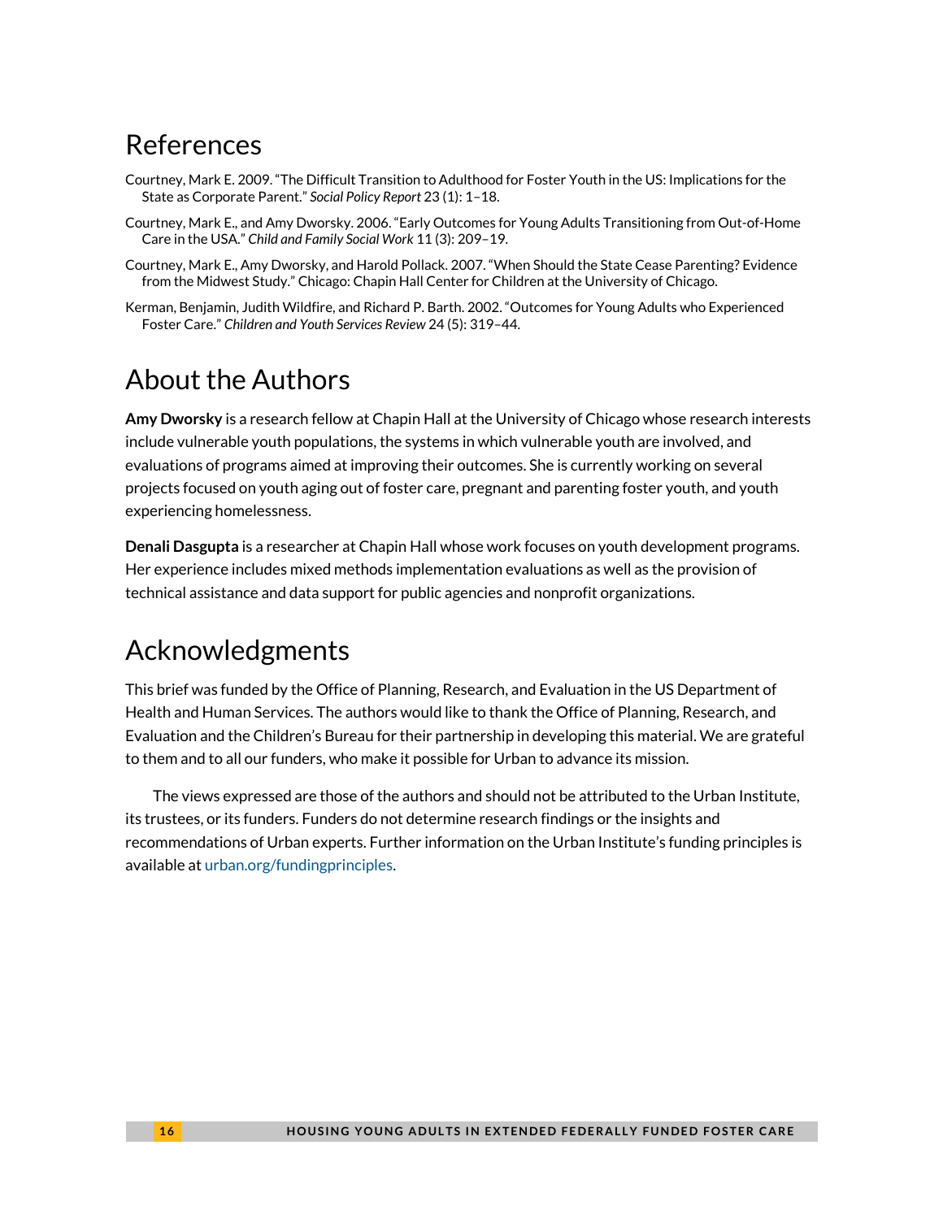## References

Courtney, Mark E. 2009. "The Difficult Transition to Adulthood for Foster Youth in the US: Implications for the State as Corporate Parent." *Social Policy Report* 23 (1): 1–18.

Courtney, Mark E., and Amy Dworsky. 2006. "Early Outcomes for Young Adults Transitioning from Out-of-Home Care in the USA." *Child and Family Social Work* 11 (3): 209–19.

Courtney, Mark E., Amy Dworsky, and Harold Pollack. 2007. "When Should the State Cease Parenting? Evidence from the Midwest Study." Chicago: Chapin Hall Center for Children at the University of Chicago.

Kerman, Benjamin, Judith Wildfire, and Richard P. Barth. 2002. "Outcomes for Young Adults who Experienced Foster Care." *Children and Youth Services Review* 24 (5): 319–44.

## About the Authors

**Amy Dworsky** is a research fellow at Chapin Hall at the University of Chicago whose research interests include vulnerable youth populations, the systems in which vulnerable youth are involved, and evaluations of programs aimed at improving their outcomes. She is currently working on several projects focused on youth aging out of foster care, pregnant and parenting foster youth, and youth experiencing homelessness.

**Denali Dasgupta** is a researcher at Chapin Hall whose work focuses on youth development programs. Her experience includes mixed methods implementation evaluations as well as the provision of technical assistance and data support for public agencies and nonprofit organizations.

## Acknowledgments

This brief was funded by the Office of Planning, Research, and Evaluation in the US Department of Health and Human Services. The authors would like to thank the Office of Planning, Research, and Evaluation and the Children's Bureau for their partnership in developing this material. We are grateful to them and to all our funders, who make it possible for Urban to advance its mission.

The views expressed are those of the authors and should not be attributed to the Urban Institute, its trustees, or its funders. Funders do not determine research findings or the insights and recommendations of Urban experts. Further information on the Urban Institute's funding principles is available at urban.org/fundingprinciples.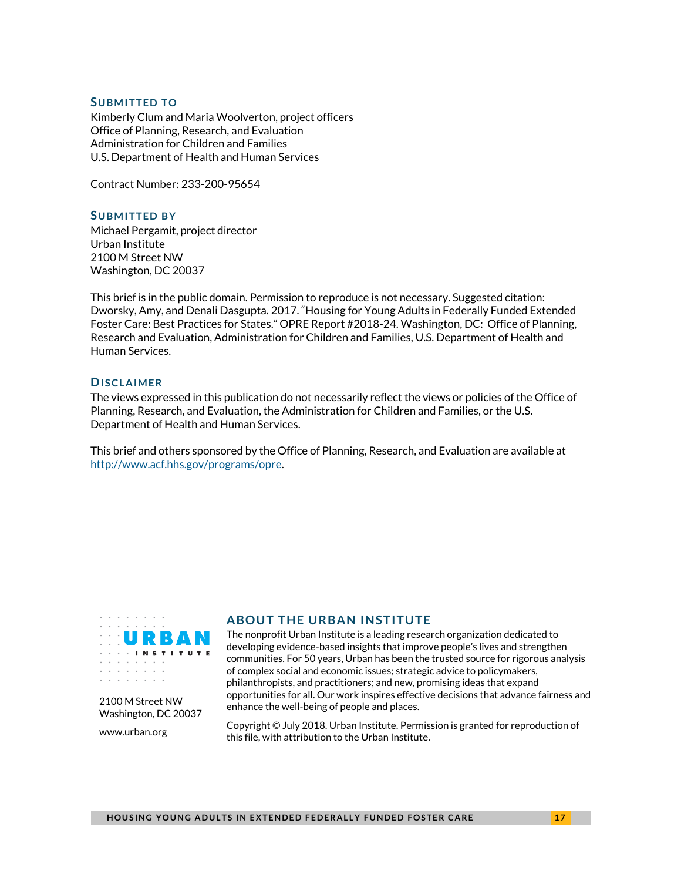### Submitted To

Kimberly Clum and Maria Woolverton, project officers
Office of Planning, Research, and Evaluation
Administration for Children and Families
U.S. Department of Health and Human Services

Contract Number: 233-200-95654

### Submitted By

Michael Pergamit, project director
Urban Institute
2100 M Street NW
Washington, DC 20037

This brief is in the public domain. Permission to reproduce is not necessary. Suggested citation: Dworsky, Amy, and Denali Dasgupta. 2017. "Housing for Young Adults in Federally Funded Extended Foster Care: Best Practices for States." OPRE Report #2018-24. Washington, DC: Office of Planning, Research and Evaluation, Administration for Children and Families, U.S. Department of Health and Human Services.

### Disclaimer

The views expressed in this publication do not necessarily reflect the views or policies of the Office of Planning, Research, and Evaluation, the Administration for Children and Families, or the U.S. Department of Health and Human Services.

This brief and others sponsored by the Office of Planning, Research, and Evaluation are available at http://www.acf.hhs.gov/programs/opre.

URBAN INSTITUTE

2100 M Street NW
Washington, DC 20037

www.urban.org

### About the Urban Institute

The nonprofit Urban Institute is a leading research organization dedicated to developing evidence-based insights that improve people's lives and strengthen communities. For 50 years, Urban has been the trusted source for rigorous analysis of complex social and economic issues; strategic advice to policymakers, philanthropists, and practitioners; and new, promising ideas that expand opportunities for all. Our work inspires effective decisions that advance fairness and enhance the well-being of people and places.

Copyright © July 2018. Urban Institute. Permission is granted for reproduction of this file, with attribution to the Urban Institute.